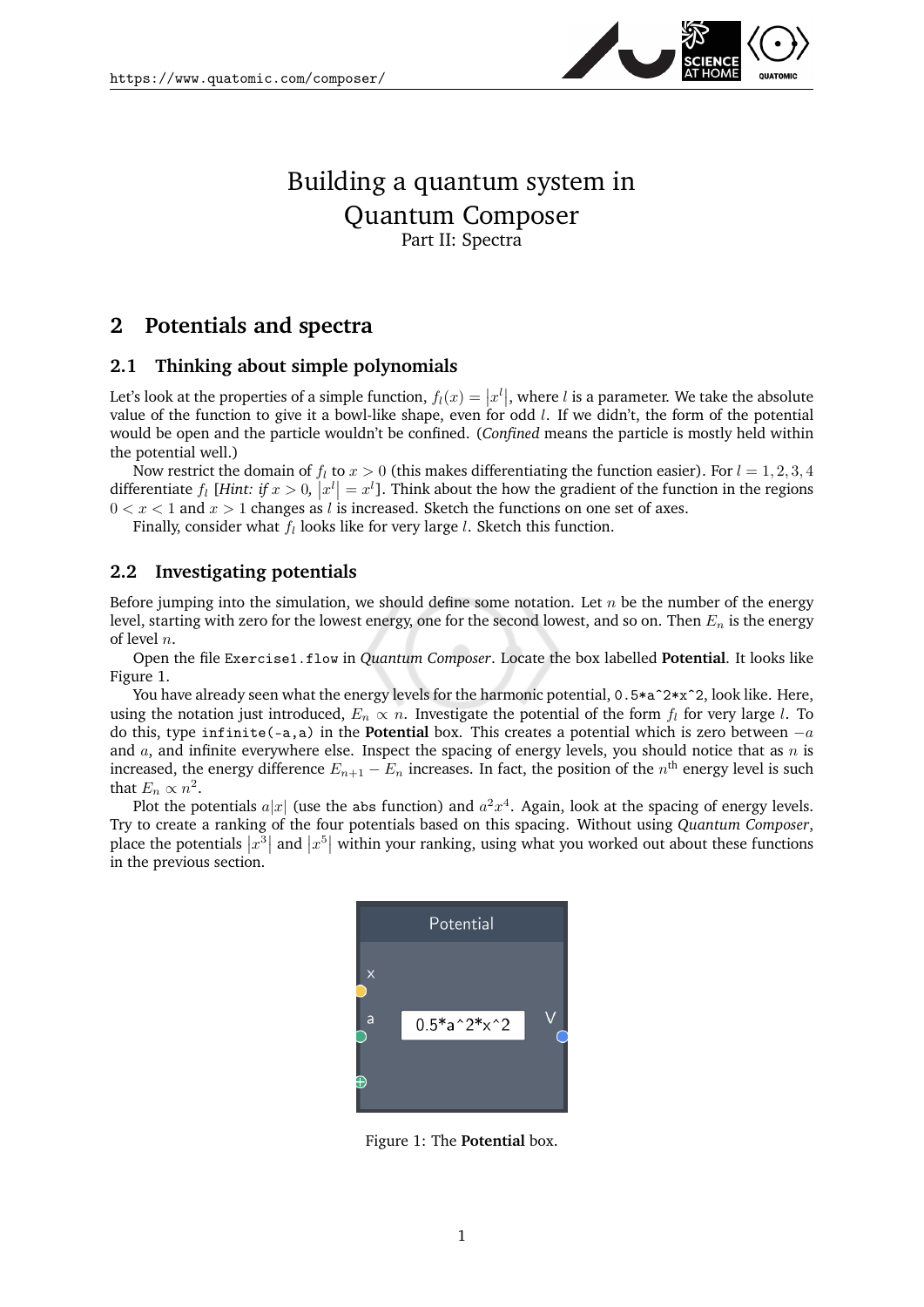# Building a quantum system in Quantum Composer

Part II: Spectra

## 2 Potentials and spectra

### 2.1 Thinking about simple polynomials

Let's look at the properties of a simple function, $f_l(x) = |x^l|$, where $l$ is a parameter. We take the absolute value of the function to give it a bowl-like shape, even for odd $l$. If we didn't, the form of the potential would be open and the particle wouldn't be confined. (*Confined* means the particle is mostly held within the potential well.)

Now restrict the domain of $f_l$ to $x > 0$ (this makes differentiating the function easier). For $l = 1, 2, 3, 4$ differentiate $f_l$ [*Hint: if* $x > 0$, $|x^l| = x^l$]. Think about the how the gradient of the function in the regions $0 < x < 1$ and $x > 1$ changes as $l$ is increased. Sketch the functions on one set of axes.

Finally, consider what $f_l$ looks like for very large $l$. Sketch this function.

### 2.2 Investigating potentials

Before jumping into the simulation, we should define some notation. Let $n$ be the number of the energy level, starting with zero for the lowest energy, one for the second lowest, and so on. Then $E_n$ is the energy of level $n$.

Open the file `Exercise1.flow` in *Quantum Composer*. Locate the box labelled **Potential**. It looks like Figure 1.

You have already seen what the energy levels for the harmonic potential, `0.5*a^2*x^2`, look like. Here, using the notation just introduced, $E_n \propto n$. Investigate the potential of the form $f_l$ for very large $l$. To do this, type `infinite(-a,a)` in the **Potential** box. This creates a potential which is zero between $-a$ and $a$, and infinite everywhere else. Inspect the spacing of energy levels, you should notice that as $n$ is increased, the energy difference $E_{n+1} - E_n$ increases. In fact, the position of the $n^{\text{th}}$ energy level is such that $E_n \propto n^2$.

Plot the potentials $a|x|$ (use the `abs` function) and $a^2x^4$. Again, look at the spacing of energy levels. Try to create a ranking of the four potentials based on this spacing. Without using *Quantum Composer*, place the potentials $|x^3|$ and $|x^5|$ within your ranking, using what you worked out about these functions in the previous section.

Potential

x

a 0.5*a^2*x^2 V

Figure 1: The **Potential** box.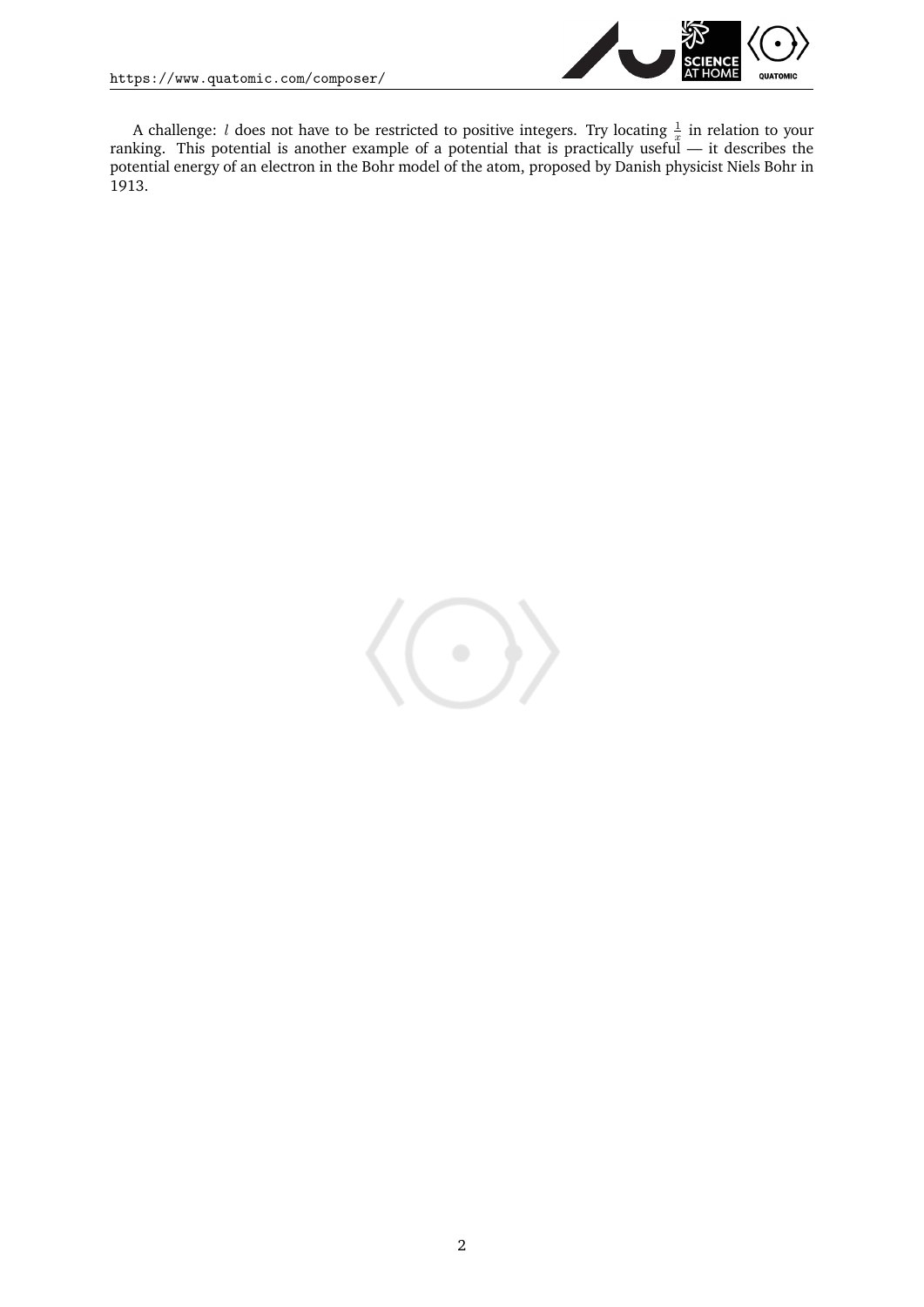A challenge: $l$ does not have to be restricted to positive integers. Try locating $\frac{1}{x}$ in relation to your ranking. This potential is another example of a potential that is practically useful — it describes the potential energy of an electron in the Bohr model of the atom, proposed by Danish physicist Niels Bohr in 1913.